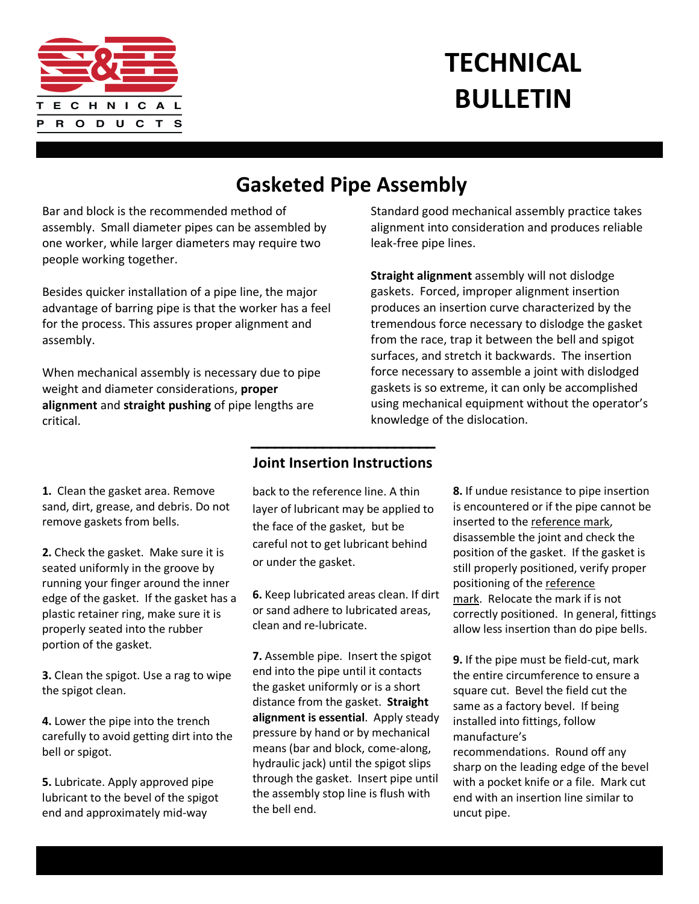S&B TECHNICAL PRODUCTS

# TECHNICAL BULLETIN

## Gasketed Pipe Assembly

Bar and block is the recommended method of assembly. Small diameter pipes can be assembled by one worker, while larger diameters may require two people working together.

Besides quicker installation of a pipe line, the major advantage of barring pipe is that the worker has a feel for the process. This assures proper alignment and assembly.

When mechanical assembly is necessary due to pipe weight and diameter considerations, **proper alignment** and **straight pushing** of pipe lengths are critical.

Standard good mechanical assembly practice takes alignment into consideration and produces reliable leak-free pipe lines.

**Straight alignment** assembly will not dislodge gaskets. Forced, improper alignment insertion produces an insertion curve characterized by the tremendous force necessary to dislodge the gasket from the race, trap it between the bell and spigot surfaces, and stretch it backwards. The insertion force necessary to assemble a joint with dislodged gaskets is so extreme, it can only be accomplished using mechanical equipment without the operator's knowledge of the dislocation.

### Joint Insertion Instructions

**1.** Clean the gasket area. Remove sand, dirt, grease, and debris. Do not remove gaskets from bells.

**2.** Check the gasket. Make sure it is seated uniformly in the groove by running your finger around the inner edge of the gasket. If the gasket has a plastic retainer ring, make sure it is properly seated into the rubber portion of the gasket.

**3.** Clean the spigot. Use a rag to wipe the spigot clean.

**4.** Lower the pipe into the trench carefully to avoid getting dirt into the bell or spigot.

**5.** Lubricate. Apply approved pipe lubricant to the bevel of the spigot end and approximately mid-way back to the reference line. A thin layer of lubricant may be applied to the face of the gasket, but be careful not to get lubricant behind or under the gasket.

**6.** Keep lubricated areas clean. If dirt or sand adhere to lubricated areas, clean and re-lubricate.

**7.** Assemble pipe. Insert the spigot end into the pipe until it contacts the gasket uniformly or is a short distance from the gasket. **Straight alignment is essential**. Apply steady pressure by hand or by mechanical means (bar and block, come-along, hydraulic jack) until the spigot slips through the gasket. Insert pipe until the assembly stop line is flush with the bell end.

**8.** If undue resistance to pipe insertion is encountered or if the pipe cannot be inserted to the reference mark, disassemble the joint and check the position of the gasket. If the gasket is still properly positioned, verify proper positioning of the reference mark. Relocate the mark if is not correctly positioned. In general, fittings allow less insertion than do pipe bells.

**9.** If the pipe must be field-cut, mark the entire circumference to ensure a square cut. Bevel the field cut the same as a factory bevel. If being installed into fittings, follow manufacture's recommendations. Round off any sharp on the leading edge of the bevel with a pocket knife or a file. Mark cut end with an insertion line similar to uncut pipe.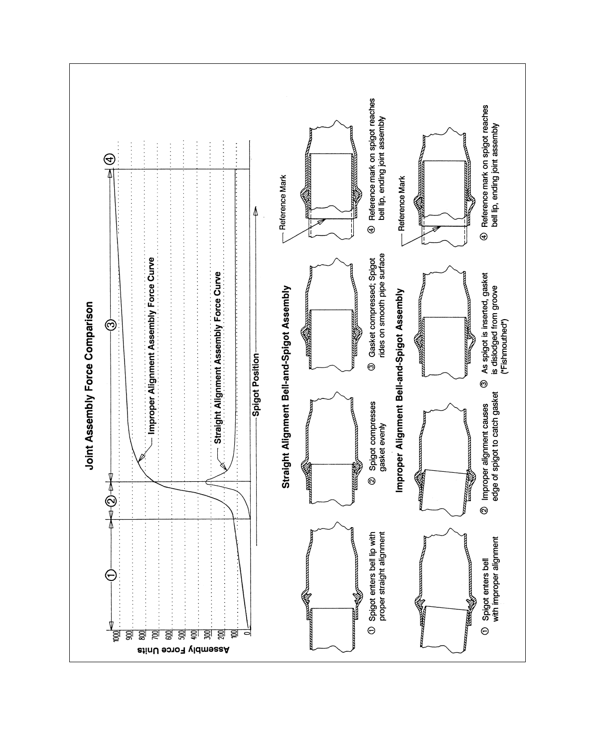# Joint Assembly Force Comparison

Assembly Force Units

1000
900
800
700
600
500
400
300
200
100
0

①
②
③
④

Improper Alignment Assembly Force Curve

Straight Alignment Assembly Force Curve

Spigot Position

## Straight Alignment Bell-and-Spigot Assembly

① Spigot enters bell lip with proper straight alignment

② Spigot compresses gasket evenly

③ Gasket compressed; Spigot rides on smooth pipe surface

Reference Mark

④ Reference mark on spigot reaches bell lip, ending joint assembly

## Improper Alignment Bell-and-Spigot Assembly

① Spigot enters bell with improper alignment

② Improper alignment causes edge of spigot to catch gasket

③ As spigot is inserted, gasket is dislodged from groove ("Fishmouthed")

Reference Mark

④ Reference mark on spigot reaches bell lip, ending joint assembly